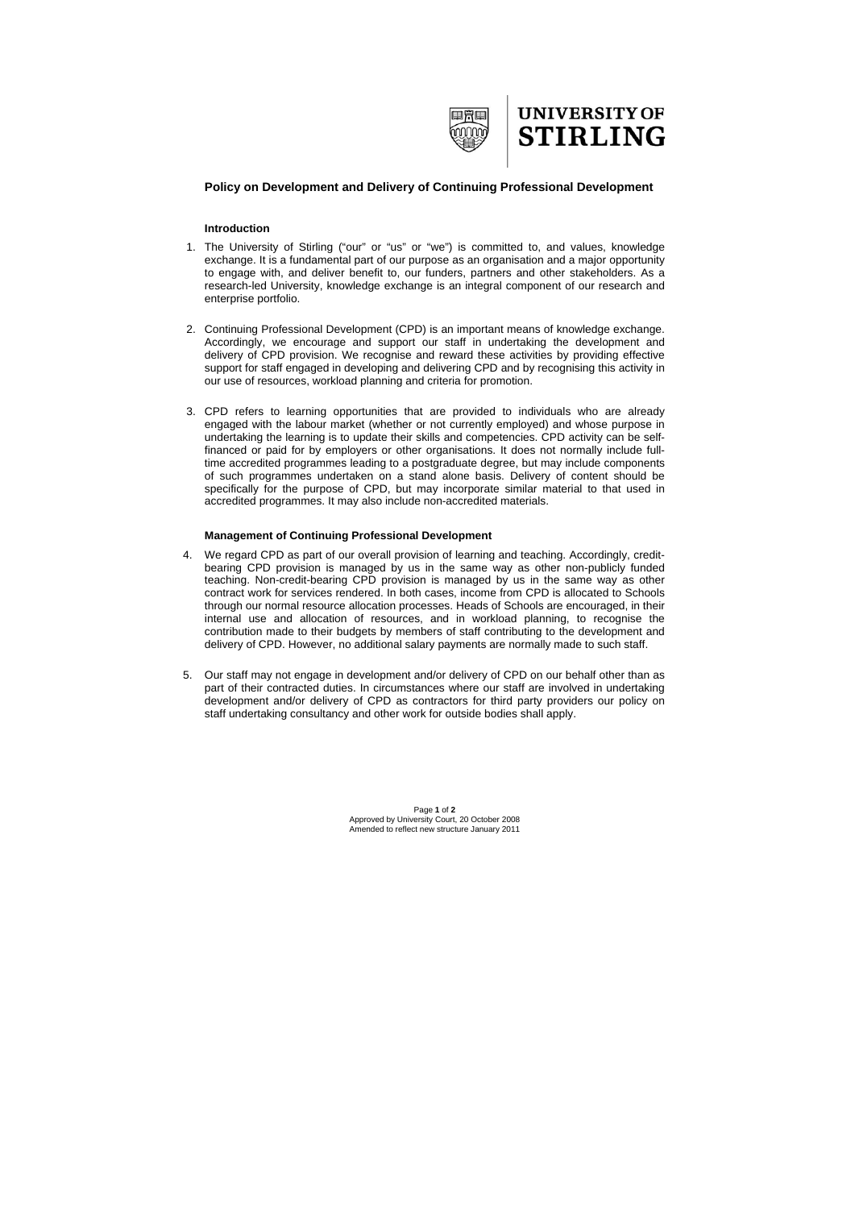UNIVERSITY OF STIRLING

# Policy on Development and Delivery of Continuing Professional Development

## Introduction

1. The University of Stirling ("our" or "us" or "we") is committed to, and values, knowledge exchange. It is a fundamental part of our purpose as an organisation and a major opportunity to engage with, and deliver benefit to, our funders, partners and other stakeholders. As a research-led University, knowledge exchange is an integral component of our research and enterprise portfolio.

2. Continuing Professional Development (CPD) is an important means of knowledge exchange. Accordingly, we encourage and support our staff in undertaking the development and delivery of CPD provision. We recognise and reward these activities by providing effective support for staff engaged in developing and delivering CPD and by recognising this activity in our use of resources, workload planning and criteria for promotion.

3. CPD refers to learning opportunities that are provided to individuals who are already engaged with the labour market (whether or not currently employed) and whose purpose in undertaking the learning is to update their skills and competencies. CPD activity can be self-financed or paid for by employers or other organisations. It does not normally include full-time accredited programmes leading to a postgraduate degree, but may include components of such programmes undertaken on a stand alone basis. Delivery of content should be specifically for the purpose of CPD, but may incorporate similar material to that used in accredited programmes. It may also include non-accredited materials.

## Management of Continuing Professional Development

4. We regard CPD as part of our overall provision of learning and teaching. Accordingly, credit-bearing CPD provision is managed by us in the same way as other non-publicly funded teaching. Non-credit-bearing CPD provision is managed by us in the same way as other contract work for services rendered. In both cases, income from CPD is allocated to Schools through our normal resource allocation processes. Heads of Schools are encouraged, in their internal use and allocation of resources, and in workload planning, to recognise the contribution made to their budgets by members of staff contributing to the development and delivery of CPD. However, no additional salary payments are normally made to such staff.

5. Our staff may not engage in development and/or delivery of CPD on our behalf other than as part of their contracted duties. In circumstances where our staff are involved in undertaking development and/or delivery of CPD as contractors for third party providers our policy on staff undertaking consultancy and other work for outside bodies shall apply.

Approved by University Court, 20 October 2008
Amended to reflect new structure January 2011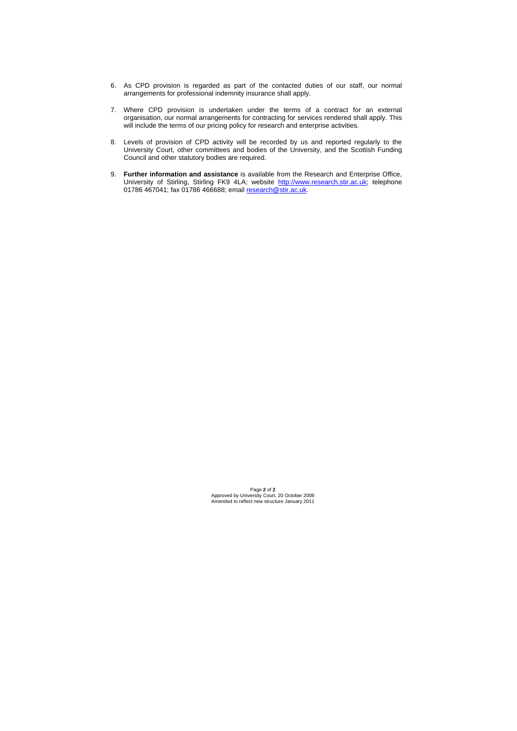6. As CPD provision is regarded as part of the contacted duties of our staff, our normal arrangements for professional indemnity insurance shall apply.

7. Where CPD provision is undertaken under the terms of a contract for an external organisation, our normal arrangements for contracting for services rendered shall apply. This will include the terms of our pricing policy for research and enterprise activities.

8. Levels of provision of CPD activity will be recorded by us and reported regularly to the University Court, other committees and bodies of the University, and the Scottish Funding Council and other statutory bodies are required.

9. **Further information and assistance** is available from the Research and Enterprise Office, University of Stirling, Stirling FK9 4LA; website http://www.research.stir.ac.uk; telephone 01786 467041; fax 01786 466688; email research@stir.ac.uk.

Approved by University Court, 20 October 2008
Amended to reflect new structure January 2011